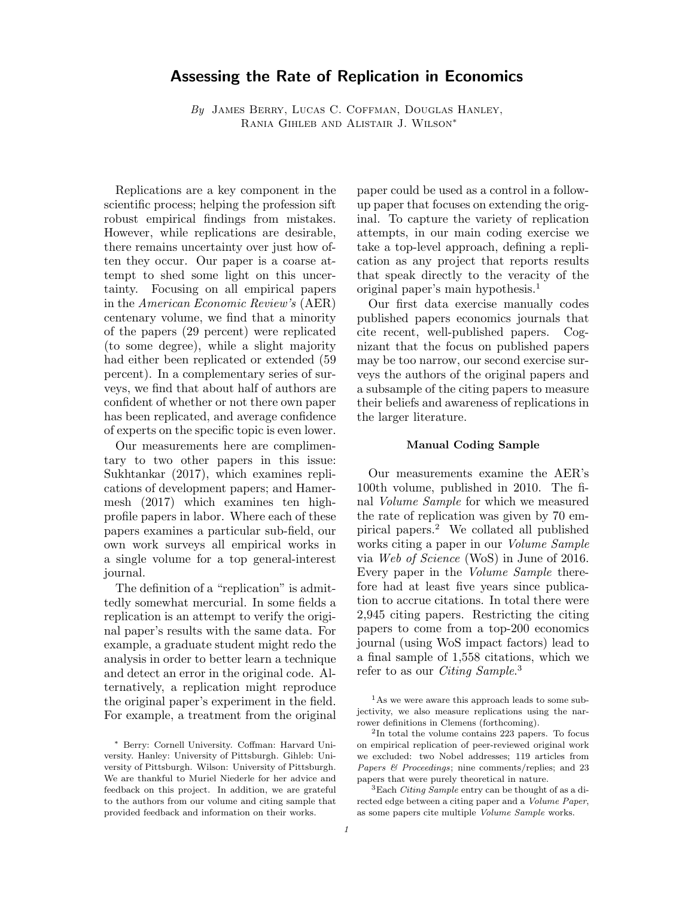# Assessing the Rate of Replication in Economics

*By* James Berry, Lucas C. Coffman, Douglas Hanley, Rania Gihleb and Alistair J. Wilson*

Replications are a key component in the scientific process; helping the profession sift robust empirical findings from mistakes. However, while replications are desirable, there remains uncertainty over just how often they occur. Our paper is a coarse attempt to shed some light on this uncertainty. Focusing on all empirical papers in the *American Economic Review's* (AER) centenary volume, we find that a minority of the papers (29 percent) were replicated (to some degree), while a slight majority had either been replicated or extended (59 percent). In a complementary series of surveys, we find that about half of authors are confident of whether or not there own paper has been replicated, and average confidence of experts on the specific topic is even lower.

Our measurements here are complimentary to two other papers in this issue: Sukhtankar (2017), which examines replications of development papers; and Hamermesh (2017) which examines ten high-profile papers in labor. Where each of these papers examines a particular sub-field, our own work surveys all empirical works in a single volume for a top general-interest journal.

The definition of a "replication" is admittedly somewhat mercurial. In some fields a replication is an attempt to verify the original paper's results with the same data. For example, a graduate student might redo the analysis in order to better learn a technique and detect an error in the original code. Alternatively, a replication might reproduce the original paper's experiment in the field. For example, a treatment from the original paper could be used as a control in a follow-up paper that focuses on extending the original. To capture the variety of replication attempts, in our main coding exercise we take a top-level approach, defining a replication as any project that reports results that speak directly to the veracity of the original paper's main hypothesis.[1]

Our first data exercise manually codes published papers economics journals that cite recent, well-published papers. Cognizant that the focus on published papers may be too narrow, our second exercise surveys the authors of the original papers and a subsample of the citing papers to measure their beliefs and awareness of replications in the larger literature.

### Manual Coding Sample

Our measurements examine the AER's 100th volume, published in 2010. The final *Volume Sample* for which we measured the rate of replication was given by 70 empirical papers.[2] We collated all published works citing a paper in our *Volume Sample* via *Web of Science* (WoS) in June of 2016. Every paper in the *Volume Sample* therefore had at least five years since publication to accrue citations. In total there were 2,945 citing papers. Restricting the citing papers to come from a top-200 economics journal (using WoS impact factors) lead to a final sample of 1,558 citations, which we refer to as our *Citing Sample*.[3]

---

\* Berry: Cornell University. Coffman: Harvard University. Hanley: University of Pittsburgh. Gihleb: University of Pittsburgh. Wilson: University of Pittsburgh. We are thankful to Muriel Niederle for her advice and feedback on this project. In addition, we are grateful to the authors from our volume and citing sample that provided feedback and information on their works.

[1] As we were aware this approach leads to some subjectivity, we also measure replications using the narrower definitions in Clemens (forthcoming).

[2] In total the volume contains 223 papers. To focus on empirical replication of peer-reviewed original work we excluded: two Nobel addresses; 119 articles from *Papers & Proceedings*; nine comments/replies; and 23 papers that were purely theoretical in nature.

[3] Each *Citing Sample* entry can be thought of as a directed edge between a citing paper and a *Volume Paper*, as some papers cite multiple *Volume Sample* works.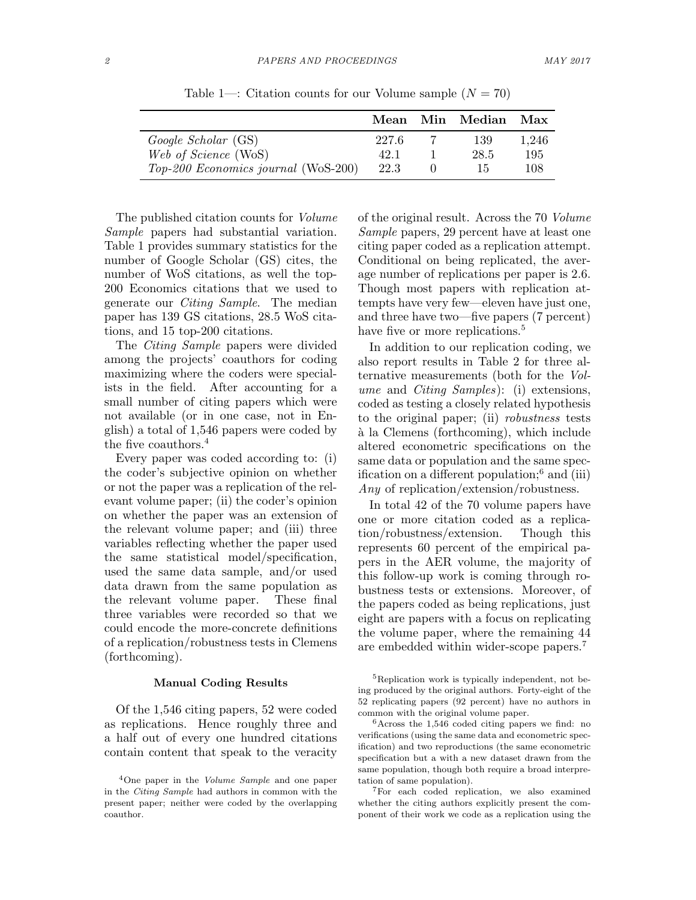Table 1—: Citation counts for our Volume sample ($N = 70$)

| | **Mean** | **Min** | **Median** | **Max** |
|---|---|---|---|---|
| *Google Scholar* (GS) | 227.6 | 7 | 139 | 1,246 |
| *Web of Science* (WoS) | 42.1 | 1 | 28.5 | 195 |
| *Top-200 Economics journal* (WoS-200) | 22.3 | 0 | 15 | 108 |

The published citation counts for *Volume Sample* papers had substantial variation. Table 1 provides summary statistics for the number of Google Scholar (GS) cites, the number of WoS citations, as well the top-200 Economics citations that we used to generate our *Citing Sample*. The median paper has 139 GS citations, 28.5 WoS citations, and 15 top-200 citations.

The *Citing Sample* papers were divided among the projects' coauthors for coding maximizing where the coders were specialists in the field. After accounting for a small number of citing papers which were not available (or in one case, not in English) a total of 1,546 papers were coded by the five coauthors.[4]

Every paper was coded according to: (i) the coder's subjective opinion on whether or not the paper was a replication of the relevant volume paper; (ii) the coder's opinion on whether the paper was an extension of the relevant volume paper; and (iii) three variables reflecting whether the paper used the same statistical model/specification, used the same data sample, and/or used data drawn from the same population as the relevant volume paper. These final three variables were recorded so that we could encode the more-concrete definitions of a replication/robustness tests in Clemens (forthcoming).

### Manual Coding Results

Of the 1,546 citing papers, 52 were coded as replications. Hence roughly three and a half out of every one hundred citations contain content that speak to the veracity of the original result. Across the 70 *Volume Sample* papers, 29 percent have at least one citing paper coded as a replication attempt. Conditional on being replicated, the average number of replications per paper is 2.6. Though most papers with replication attempts have very few—eleven have just one, and three have two—five papers (7 percent) have five or more replications.[5]

In addition to our replication coding, we also report results in Table 2 for three alternative measurements (both for the *Volume* and *Citing Samples*): (i) extensions, coded as testing a closely related hypothesis to the original paper; (ii) *robustness* tests à la Clemens (forthcoming), which include altered econometric specifications on the same data or population and the same specification on a different population;[6] and (iii) *Any* of replication/extension/robustness.

In total 42 of the 70 volume papers have one or more citation coded as a replication/robustness/extension. Though this represents 60 percent of the empirical papers in the AER volume, the majority of this follow-up work is coming through robustness tests or extensions. Moreover, of the papers coded as being replications, just eight are papers with a focus on replicating the volume paper, where the remaining 44 are embedded within wider-scope papers.[7]

[4] One paper in the *Volume Sample* and one paper in the *Citing Sample* had authors in common with the present paper; neither were coded by the overlapping coauthor.

[5] Replication work is typically independent, not being produced by the original authors. Forty-eight of the 52 replicating papers (92 percent) have no authors in common with the original volume paper.

[6] Across the 1,546 coded citing papers we find: no verifications (using the same data and econometric specification) and two reproductions (the same econometric specification but a with a new dataset drawn from the same population, though both require a broad interpretation of same population).

[7] For each coded replication, we also examined whether the citing authors explicitly present the component of their work we code as a replication using the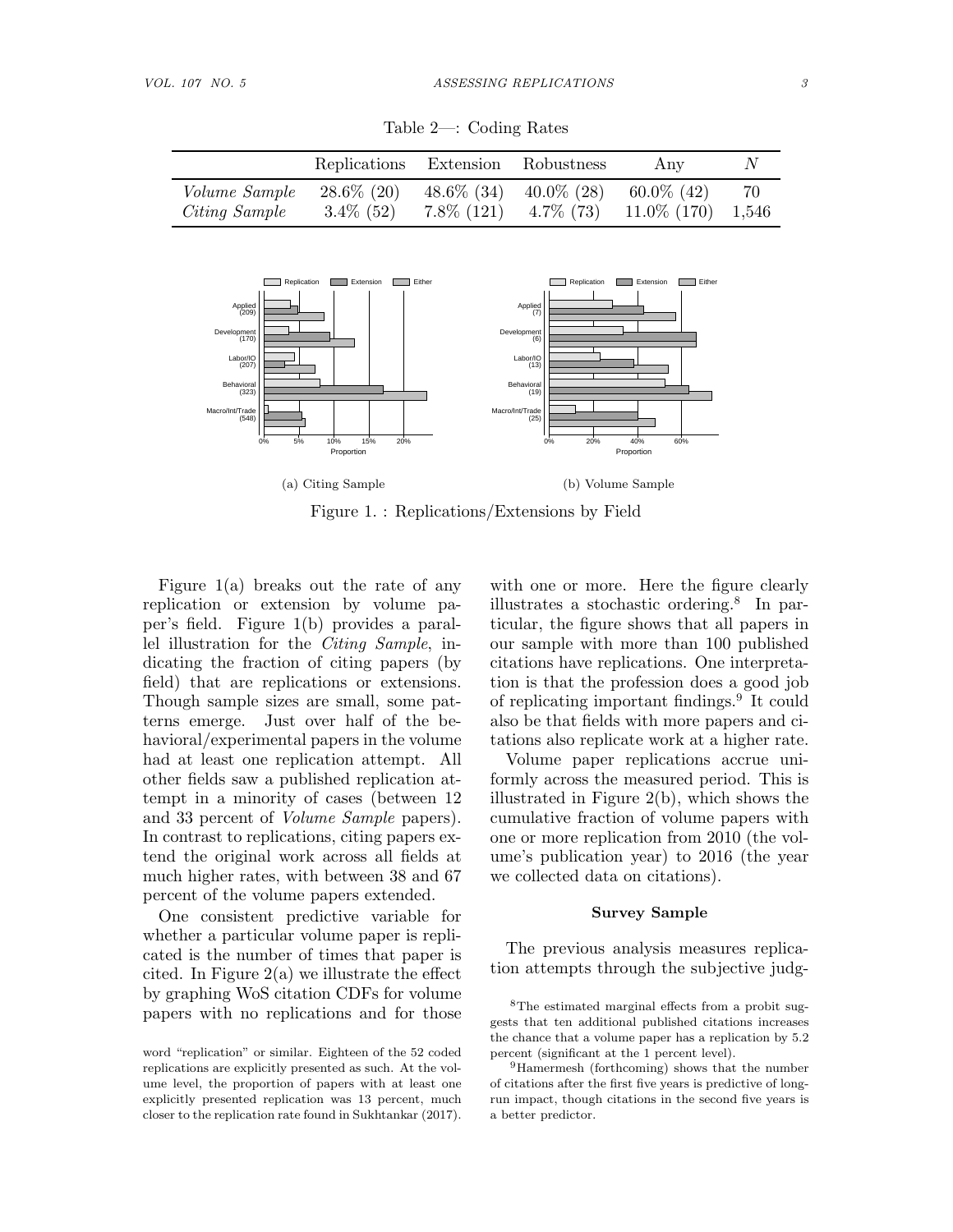Table 2—: Coding Rates

| | Replications | Extension | Robustness | Any | N |
|---|---|---|---|---|---|
| *Volume Sample* | 28.6% (20) | 48.6% (34) | 40.0% (28) | 60.0% (42) | 70 |
| *Citing Sample* | 3.4% (52) | 7.8% (121) | 4.7% (73) | 11.0% (170) | 1,546 |

(a) Citing Sample

(b) Volume Sample

Figure 1. : Replications/Extensions by Field

Figure 1(a) breaks out the rate of any replication or extension by volume paper's field. Figure 1(b) provides a parallel illustration for the *Citing Sample*, indicating the fraction of citing papers (by field) that are replications or extensions. Though sample sizes are small, some patterns emerge. Just over half of the behavioral/experimental papers in the volume had at least one replication attempt. All other fields saw a published replication attempt in a minority of cases (between 12 and 33 percent of *Volume Sample* papers). In contrast to replications, citing papers extend the original work across all fields at much higher rates, with between 38 and 67 percent of the volume papers extended.

One consistent predictive variable for whether a particular volume paper is replicated is the number of times that paper is cited. In Figure 2(a) we illustrate the effect by graphing WoS citation CDFs for volume papers with no replications and for those with one or more. Here the figure clearly illustrates a stochastic ordering.[8] In particular, the figure shows that all papers in our sample with more than 100 published citations have replications. One interpretation is that the profession does a good job of replicating important findings.[9] It could also be that fields with more papers and citations also replicate work at a higher rate.

Volume paper replications accrue uniformly across the measured period. This is illustrated in Figure 2(b), which shows the cumulative fraction of volume papers with one or more replication from 2010 (the volume's publication year) to 2016 (the year we collected data on citations).

### Survey Sample

The previous analysis measures replication attempts through the subjective judg-

word "replication" or similar. Eighteen of the 52 coded replications are explicitly presented as such. At the volume level, the proportion of papers with at least one explicitly presented replication was 13 percent, much closer to the replication rate found in Sukhtankar (2017).

[8]The estimated marginal effects from a probit suggests that ten additional published citations increases the chance that a volume paper has a replication by 5.2 percent (significant at the 1 percent level).

[9]Hamermesh (forthcoming) shows that the number of citations after the first five years is predictive of long-run impact, though citations in the second five years is a better predictor.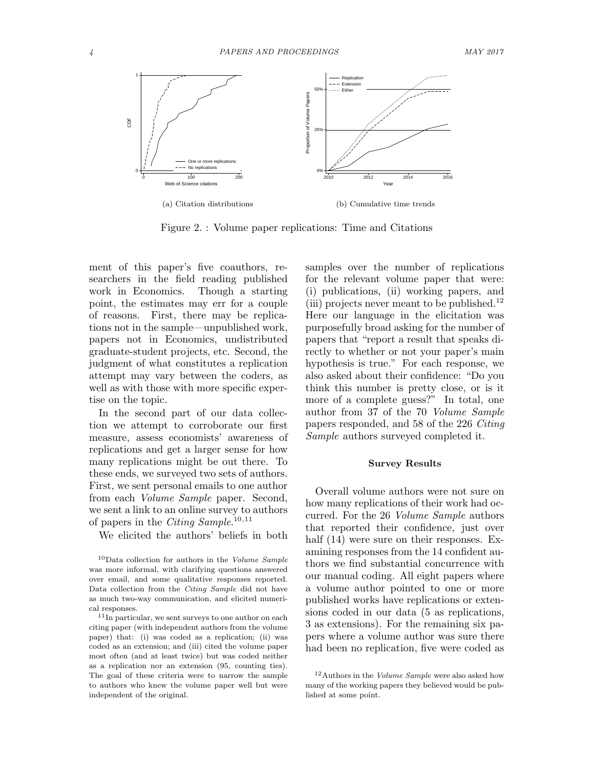(a) Citation distributions

(b) Cumulative time trends

Figure 2. : Volume paper replications: Time and Citations

ment of this paper's five coauthors, researchers in the field reading published work in Economics. Though a starting point, the estimates may err for a couple of reasons. First, there may be replications not in the sample—unpublished work, papers not in Economics, undistributed graduate-student projects, etc. Second, the judgment of what constitutes a replication attempt may vary between the coders, as well as with those with more specific expertise on the topic.

In the second part of our data collection we attempt to corroborate our first measure, assess economists' awareness of replications and get a larger sense for how many replications might be out there. To these ends, we surveyed two sets of authors. First, we sent personal emails to one author from each *Volume Sample* paper. Second, we sent a link to an online survey to authors of papers in the *Citing Sample*.[10,11]

We elicited the authors' beliefs in both samples over the number of replications for the relevant volume paper that were: (i) publications, (ii) working papers, and (iii) projects never meant to be published.[12] Here our language in the elicitation was purposefully broad asking for the number of papers that "report a result that speaks directly to whether or not your paper's main hypothesis is true." For each response, we also asked about their confidence: "Do you think this number is pretty close, or is it more of a complete guess?" In total, one author from 37 of the 70 *Volume Sample* papers responded, and 58 of the 226 *Citing Sample* authors surveyed completed it.

### Survey Results

Overall volume authors were not sure on how many replications of their work had occurred. For the 26 *Volume Sample* authors that reported their confidence, just over half (14) were sure on their responses. Examining responses from the 14 confident authors we find substantial concurrence with our manual coding. All eight papers where a volume author pointed to one or more published works have replications or extensions coded in our data (5 as replications, 3 as extensions). For the remaining six papers where a volume author was sure there had been no replication, five were coded as

[10] Data collection for authors in the *Volume Sample* was more informal, with clarifying questions answered over email, and some qualitative responses reported. Data collection from the *Citing Sample* did not have as much two-way communication, and elicited numerical responses.

[11] In particular, we sent surveys to one author on each citing paper (with independent authors from the volume paper) that: (i) was coded as a replication; (ii) was coded as an extension; and (iii) cited the volume paper most often (and at least twice) but was coded neither as a replication nor an extension (95, counting ties). The goal of these criteria were to narrow the sample to authors who knew the volume paper well but were independent of the original.

[12] Authors in the *Volume Sample* were also asked how many of the working papers they believed would be published at some point.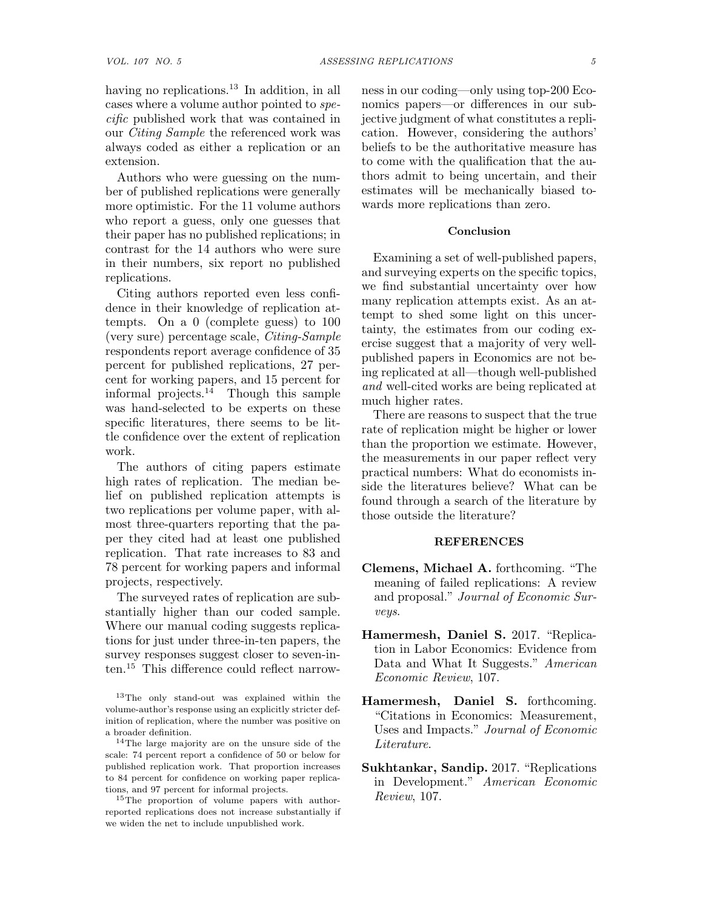having no replications.[13] In addition, in all cases where a volume author pointed to *specific* published work that was contained in our *Citing Sample* the referenced work was always coded as either a replication or an extension.

Authors who were guessing on the number of published replications were generally more optimistic. For the 11 volume authors who report a guess, only one guesses that their paper has no published replications; in contrast for the 14 authors who were sure in their numbers, six report no published replications.

Citing authors reported even less confidence in their knowledge of replication attempts. On a 0 (complete guess) to 100 (very sure) percentage scale, *Citing-Sample* respondents report average confidence of 35 percent for published replications, 27 percent for working papers, and 15 percent for informal projects.[14] Though this sample was hand-selected to be experts on these specific literatures, there seems to be little confidence over the extent of replication work.

The authors of citing papers estimate high rates of replication. The median belief on published replication attempts is two replications per volume paper, with almost three-quarters reporting that the paper they cited had at least one published replication. That rate increases to 83 and 78 percent for working papers and informal projects, respectively.

The surveyed rates of replication are substantially higher than our coded sample. Where our manual coding suggests replications for just under three-in-ten papers, the survey responses suggest closer to seven-in-ten.[15] This difference could reflect narrowness in our coding—only using top-200 Economics papers—or differences in our subjective judgment of what constitutes a replication. However, considering the authors' beliefs to be the authoritative measure has to come with the qualification that the authors admit to being uncertain, and their estimates will be mechanically biased towards more replications than zero.

[13] The only stand-out was explained within the volume-author's response using an explicitly stricter definition of replication, where the number was positive on a broader definition.

[14] The large majority are on the unsure side of the scale: 74 percent report a confidence of 50 or below for published replication work. That proportion increases to 84 percent for confidence on working paper replications, and 97 percent for informal projects.

[15] The proportion of volume papers with author-reported replications does not increase substantially if we widen the net to include unpublished work.

### Conclusion

Examining a set of well-published papers, and surveying experts on the specific topics, we find substantial uncertainty over how many replication attempts exist. As an attempt to shed some light on this uncertainty, the estimates from our coding exercise suggest that a majority of very well-published papers in Economics are not being replicated at all—though well-published *and* well-cited works are being replicated at much higher rates.

There are reasons to suspect that the true rate of replication might be higher or lower than the proportion we estimate. However, the measurements in our paper reflect very practical numbers: What do economists inside the literatures believe? What can be found through a search of the literature by those outside the literature?

### REFERENCES

**Clemens, Michael A.** forthcoming. "The meaning of failed replications: A review and proposal." *Journal of Economic Surveys*.

**Hamermesh, Daniel S.** 2017. "Replication in Labor Economics: Evidence from Data and What It Suggests." *American Economic Review*, 107.

**Hamermesh, Daniel S.** forthcoming. "Citations in Economics: Measurement, Uses and Impacts." *Journal of Economic Literature*.

**Sukhtankar, Sandip.** 2017. "Replications in Development." *American Economic Review*, 107.